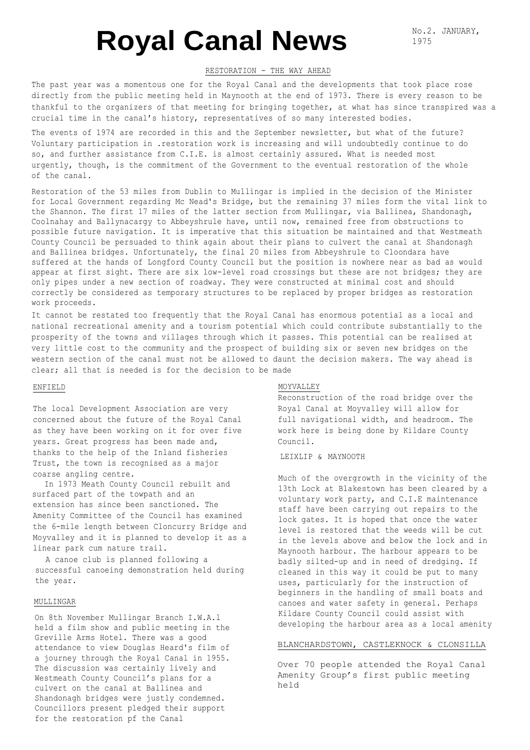# Royal Canal News

No.2. JANUARY, 1975

## RESTORATION - THE WAY AHEAD

The past year was a momentous one for the Royal Canal and the developments that took place rose directly from the public meeting held in Maynooth at the end of 1973. There is every reason to be thankful to the organizers of that meeting for bringing together, at what has since transpired was a crucial time in the canal's history, representatives of so many interested bodies.

The events of 1974 are recorded in this and the September newsletter, but what of the future? Voluntary participation in .restoration work is increasing and will undoubtedly continue to do so, and further assistance from C.I.E. is almost certainly assured. What is needed most urgently, though, is the commitment of the Government to the eventual restoration of the whole of the canal.

Restoration of the 53 miles from Dublin to Mullingar is implied in the decision of the Minister for Local Government regarding Mc Nead's Bridge, but the remaining 37 miles form the vital link to the Shannon. The first 17 miles of the latter section from Mullingar, via Ballinea, Shandonagh, Coolnahay and Ballynacargy to Abbeyshrule have, until now, remained free from obstructions to possible future navigation. It is imperative that this situation be maintained and that Westmeath County Council be persuaded to think again about their plans to culvert the canal at Shandonagh and Ballinea bridges. Unfortunately, the final 20 miles from Abbeyshrule to Cloondara have suffered at the hands of Longford County Council but the position is nowhere near as bad as would appear at first sight. There are six low-level road crossings but these are not bridges; they are only pipes under a new section of roadway. They were constructed at minimal cost and should correctly be considered as temporary structures to be replaced by proper bridges as restoration work proceeds.

It cannot be restated too frequently that the Royal Canal has enormous potential as a local and national recreational amenity and a tourism potential which could contribute substantially to the prosperity of the towns and villages through which it passes. This potential can be realised at very little cost to the community and the prospect of building six or seven new bridges on the western section of the canal must not be allowed to daunt the decision makers. The way ahead is clear; all that is needed is for the decision to be made

### ENFIELD

The local Development Association are very concerned about the future of the Royal Canal as they have been working on it for over five years. Great progress has been made and, thanks to the help of the Inland fisheries Trust, the town is recognised as a major coarse angling centre.

In 1973 Meath County Council rebuilt and surfaced part of the towpath and an extension has since been sanctioned. The Amenity Committee of the Council has examined the 6-mile length between Cloncurry Bridge and Moyvalley and it is planned to develop it as a linear park cum nature trail.

A canoe club is planned following a successful canoeing demonstration held during the year.

### MULLINGAR

On 8th November Mullingar Branch I.W.A.l held a film show and public meeting in the Greville Arms Hotel. There was a good attendance to view Douglas Heard's film of a journey through the Royal Canal in 1955. The discussion was certainly lively and Westmeath County Council's plans for a culvert on the canal at Ballinea and Shandonagh bridges were justly condemned. Councillors present pledged their support for the restoration pf the Canal

### MOYVALLEY

Reconstruction of the road bridge over the Royal Canal at Moyvalley will allow for full navigational width, and headroom. The work here is being done by Kildare County Council.

### LEIXLIP & MAYNOOTH

Much of the overgrowth in the vicinity of the 13th Lock at Blakestown has been cleared by a voluntary work party, and C.I.E maintenance staff have been carrying out repairs to the lock gates. It is hoped that once the water level is restored that the weeds will be cut in the levels above and below the lock and in Maynooth harbour. The harbour appears to be badly silted-up and in need of dredging. If cleaned in this way it could be put to many uses, particularly for the instruction of beginners in the handling of small boats and canoes and water safety in general. Perhaps Kildare County Council could assist with developing the harbour area as a local amenity

### BLANCHARDSTOWN, CASTLEKNOCK & CLONSILLA

Over 70 people attended the Royal Canal Amenity Group's first public meeting held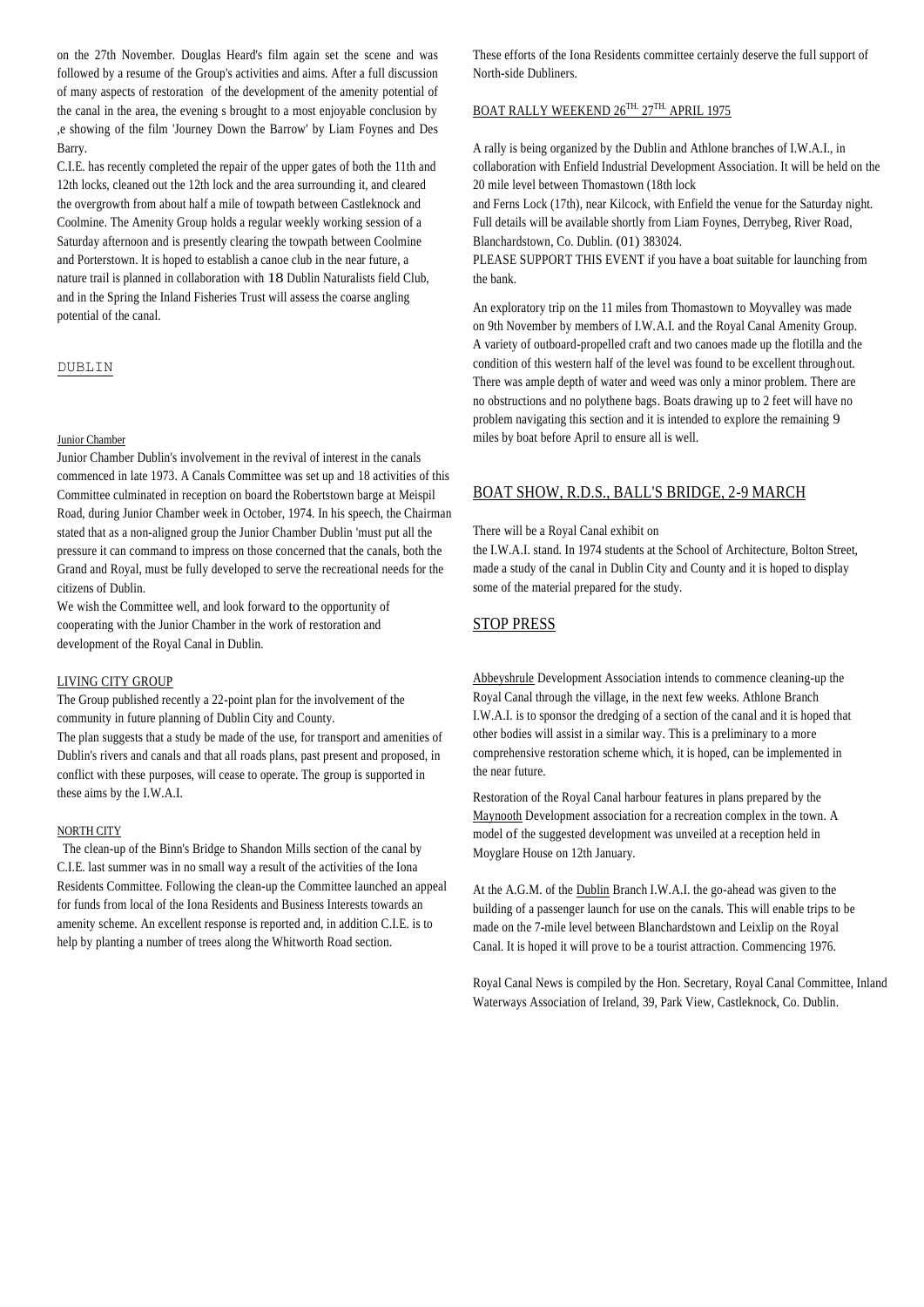on the 27th November. Douglas Heard's film again set the scene and was followed by a resume of the Group's activities and aims. After a full discussion of many aspects of restoration of the development of the amenity potential of the canal in the area, the evening s brought to a most enjoyable conclusion by ,e showing of the film 'Journey Down the Barrow' by Liam Foynes and Des Barry.

C.I.E. has recently completed the repair of the upper gates of both the 11th and 12th locks, cleaned out the 12th lock and the area surrounding it, and cleared the overgrowth from about half a mile of towpath between Castleknock and Coolmine. The Amenity Group holds a regular weekly working session of a Saturday afternoon and is presently clearing the towpath between Coolmine and Porterstown. It is hoped to establish a canoe club in the near future, a nature trail is planned in collaboration with 18 Dublin Naturalists field Club, and in the Spring the Inland Fisheries Trust will assess the coarse angling potential of the canal.

## DUBLIN

### Junior Chamber

Junior Chamber Dublin's involvement in the revival of interest in the canals commenced in late 1973. A Canals Committee was set up and 18 activities of this Committee culminated in reception on board the Robertstown barge at Meispil Road, during Junior Chamber week in October, 1974. In his speech, the Chairman stated that as a non-aligned group the Junior Chamber Dublin 'must put all the pressure it can command to impress on those concerned that the canals, both the Grand and Royal, must be fully developed to serve the recreational needs for the citizens of Dublin.

We wish the Committee well, and look forward to the opportunity of cooperating with the Junior Chamber in the work of restoration and development of the Royal Canal in Dublin.

### LIVING CITY GROUP

The Group published recently a 22-point plan for the involvement of the community in future planning of Dublin City and County.

The plan suggests that a study be made of the use, for transport and amenities of Dublin's rivers and canals and that all roads plans, past present and proposed, in conflict with these purposes, will cease to operate. The group is supported in these aims by the I.W.A.I.

### NORTH CITY

The clean-up of the Binn's Bridge to Shandon Mills section of the canal by C.I.E. last summer was in no small way a result of the activities of the Iona Residents Committee. Following the clean-up the Committee launched an appeal for funds from local of the Iona Residents and Business Interests towards an amenity scheme. An excellent response is reported and, in addition C.I.E. is to help by planting a number of trees along the Whitworth Road section.

These efforts of the Iona Residents committee certainly deserve the full support of North-side Dubliners.

## BOAT RALLY WEEKEND 26TH. 27TH. APRIL 1975

A rally is being organized by the Dublin and Athlone branches of I.W.A.I., in collaboration with Enfield Industrial Development Association. It will be held on the 20 mile level between Thomastown (18th lock and Ferns Lock (17th), near Kilcock, with Enfield the venue for the Saturday night. Full details will be available shortly from Liam Foynes, Derrybeg, River Road, Blanchardstown, Co. Dublin. (01) 383024.

PLEASE SUPPORT THIS EVENT if you have a boat suitable for launching from the bank.

An exploratory trip on the 11 miles from Thomastown to Moyvalley was made on 9th November by members of I.W.A.I. and the Royal Canal Amenity Group. A variety of outboard-propelled craft and two canoes made up the flotilla and the condition of this western half of the level was found to be excellent throughout. There was ample depth of water and weed was only a minor problem. There are no obstructions and no polythene bags. Boats drawing up to 2 feet will have no problem navigating this section and it is intended to explore the remaining 9 miles by boat before April to ensure all is well.

## BOAT SHOW, R.D.S., BALL'S BRIDGE, 2-9 MARCH

There will be a Royal Canal exhibit on the I.W.A.I. stand. In 1974 students at the School of Architecture, Bolton Street, made a study of the canal in Dublin City and County and it is hoped to display some of the material prepared for the study.

## STOP PRESS

Abbeyshrule Development Association intends to commence cleaning-up the Royal Canal through the village, in the next few weeks. Athlone Branch I.W.A.I. is to sponsor the dredging of a section of the canal and it is hoped that other bodies will assist in a similar way. This is a preliminary to a more comprehensive restoration scheme which, it is hoped, can be implemented in the near future.

Restoration of the Royal Canal harbour features in plans prepared by the Maynooth Development association for a recreation complex in the town. A model of the suggested development was unveiled at a reception held in Moyglare House on 12th January.

At the A.G.M. of the Dublin Branch I.W.A.I. the go-ahead was given to the building of a passenger launch for use on the canals. This will enable trips to be made on the 7-mile level between Blanchardstown and Leixlip on the Royal Canal. It is hoped it will prove to be a tourist attraction. Commencing 1976.

Royal Canal News is compiled by the Hon. Secretary, Royal Canal Committee, Inland Waterways Association of Ireland, 39, Park View, Castleknock, Co. Dublin.